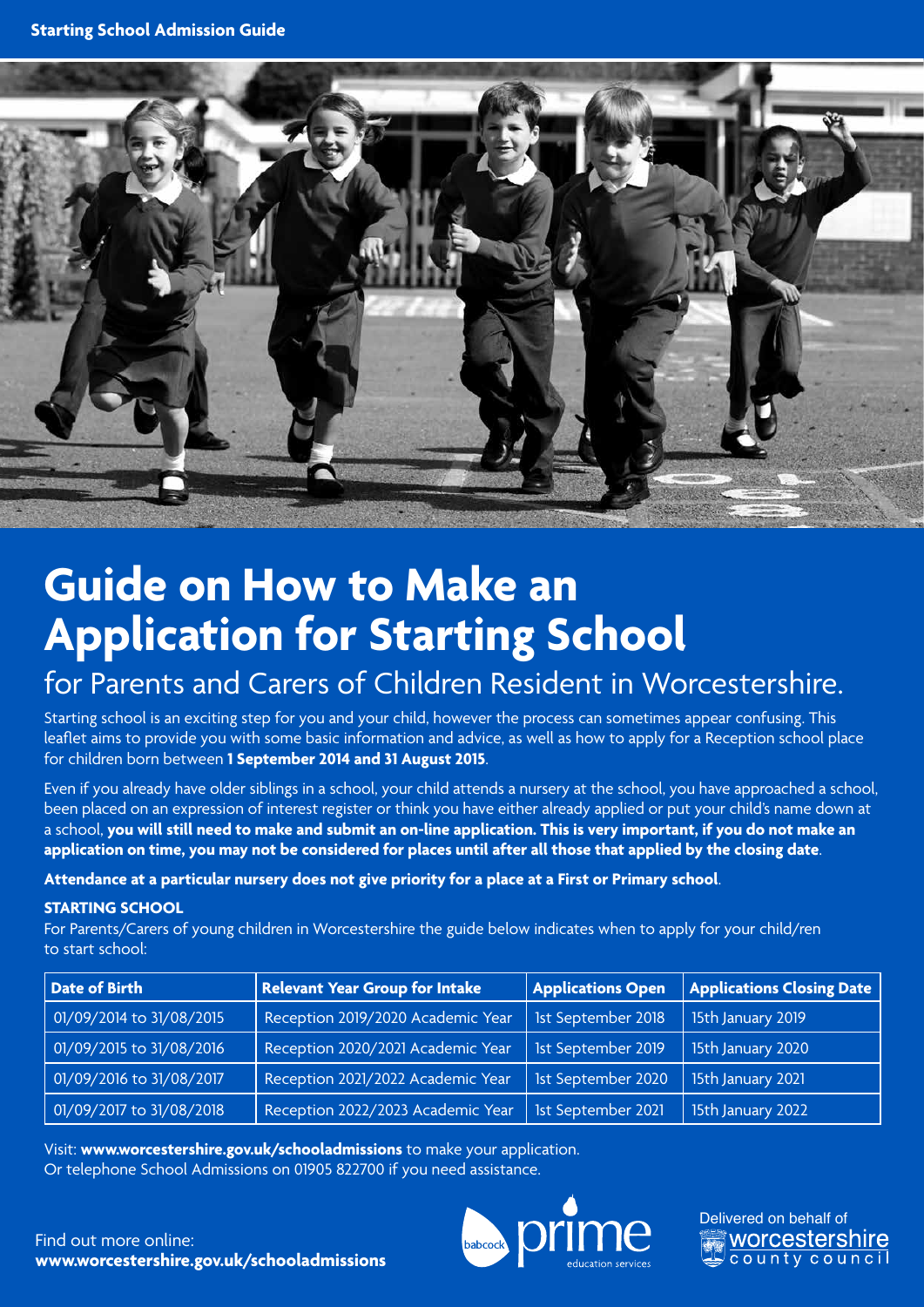Starting School Admission Guide

# Guide on How to Make an Application for Starting School

## for Parents and Carers of Children Resident in Worcestershire.

Starting school is an exciting step for you and your child, however the process can sometimes appear confusing. This leaflet aims to provide you with some basic information and advice, as well as how to apply for a Reception school place for children born between **1 September 2014 and 31 August 2015**.

Even if you already have older siblings in a school, your child attends a nursery at the school, you have approached a school, been placed on an expression of interest register or think you have either already applied or put your child's name down at a school, **you will still need to make and submit an on-line application. This is very important, if you do not make an application on time, you may not be considered for places until after all those that applied by the closing date**.

**Attendance at a particular nursery does not give priority for a place at a First or Primary school**.

### STARTING SCHOOL

For Parents/Carers of young children in Worcestershire the guide below indicates when to apply for your child/ren to start school:

| Date of Birth | Relevant Year Group for Intake | Applications Open | Applications Closing Date |
|---|---|---|---|
| 01/09/2014 to 31/08/2015 | Reception 2019/2020 Academic Year | 1st September 2018 | 15th January 2019 |
| 01/09/2015 to 31/08/2016 | Reception 2020/2021 Academic Year | 1st September 2019 | 15th January 2020 |
| 01/09/2016 to 31/08/2017 | Reception 2021/2022 Academic Year | 1st September 2020 | 15th January 2021 |
| 01/09/2017 to 31/08/2018 | Reception 2022/2023 Academic Year | 1st September 2021 | 15th January 2022 |

Visit: **www.worcestershire.gov.uk/schooladmissions** to make your application.
Or telephone School Admissions on 01905 822700 if you need assistance.

Find out more online:
**www.worcestershire.gov.uk/schooladmissions**

babcock prime education services

Delivered on behalf of worcestershire county council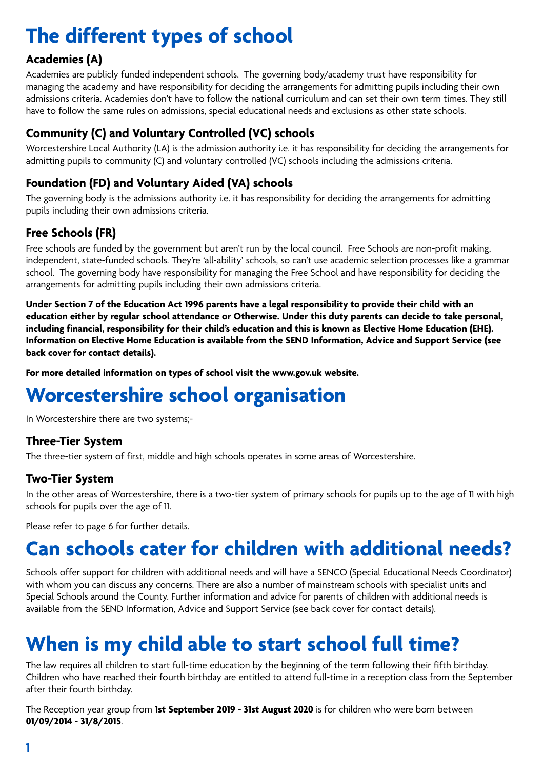# The different types of school

### Academies (A)

Academies are publicly funded independent schools. The governing body/academy trust have responsibility for managing the academy and have responsibility for deciding the arrangements for admitting pupils including their own admissions criteria. Academies don't have to follow the national curriculum and can set their own term times. They still have to follow the same rules on admissions, special educational needs and exclusions as other state schools.

### Community (C) and Voluntary Controlled (VC) schools

Worcestershire Local Authority (LA) is the admission authority i.e. it has responsibility for deciding the arrangements for admitting pupils to community (C) and voluntary controlled (VC) schools including the admissions criteria.

### Foundation (FD) and Voluntary Aided (VA) schools

The governing body is the admissions authority i.e. it has responsibility for deciding the arrangements for admitting pupils including their own admissions criteria.

### Free Schools (FR)

Free schools are funded by the government but aren't run by the local council. Free Schools are non-profit making, independent, state-funded schools. They're 'all-ability' schools, so can't use academic selection processes like a grammar school. The governing body have responsibility for managing the Free School and have responsibility for deciding the arrangements for admitting pupils including their own admissions criteria.

**Under Section 7 of the Education Act 1996 parents have a legal responsibility to provide their child with an education either by regular school attendance or Otherwise. Under this duty parents can decide to take personal, including financial, responsibility for their child's education and this is known as Elective Home Education (EHE). Information on Elective Home Education is available from the SEND Information, Advice and Support Service (see back cover for contact details).**

**For more detailed information on types of school visit the www.gov.uk website.**

# Worcestershire school organisation

In Worcestershire there are two systems;-

### Three-Tier System

The three-tier system of first, middle and high schools operates in some areas of Worcestershire.

### Two-Tier System

In the other areas of Worcestershire, there is a two-tier system of primary schools for pupils up to the age of 11 with high schools for pupils over the age of 11.

Please refer to page 6 for further details.

# Can schools cater for children with additional needs?

Schools offer support for children with additional needs and will have a SENCO (Special Educational Needs Coordinator) with whom you can discuss any concerns. There are also a number of mainstream schools with specialist units and Special Schools around the County. Further information and advice for parents of children with additional needs is available from the SEND Information, Advice and Support Service (see back cover for contact details).

# When is my child able to start school full time?

The law requires all children to start full-time education by the beginning of the term following their fifth birthday. Children who have reached their fourth birthday are entitled to attend full-time in a reception class from the September after their fourth birthday.

The Reception year group from **1st September 2019 - 31st August 2020** is for children who were born between **01/09/2014 - 31/8/2015**.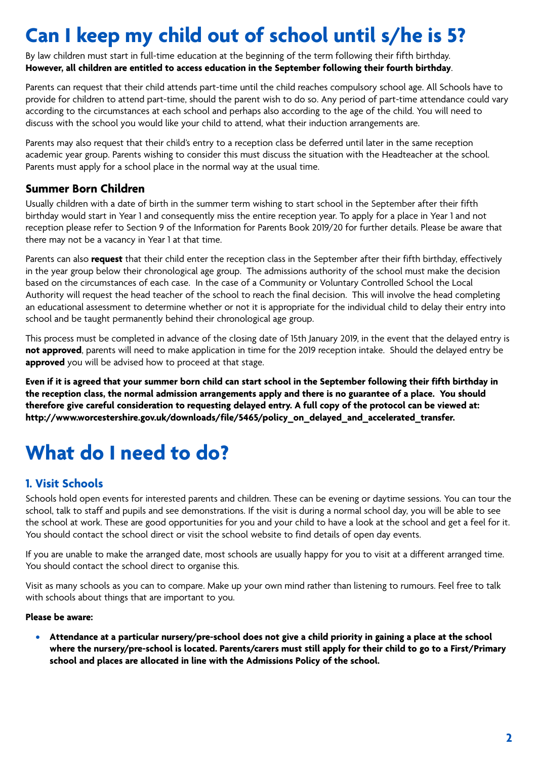# Can I keep my child out of school until s/he is 5?

By law children must start in full-time education at the beginning of the term following their fifth birthday. **However, all children are entitled to access education in the September following their fourth birthday**.

Parents can request that their child attends part-time until the child reaches compulsory school age. All Schools have to provide for children to attend part-time, should the parent wish to do so. Any period of part-time attendance could vary according to the circumstances at each school and perhaps also according to the age of the child. You will need to discuss with the school you would like your child to attend, what their induction arrangements are.

Parents may also request that their child's entry to a reception class be deferred until later in the same reception academic year group. Parents wishing to consider this must discuss the situation with the Headteacher at the school. Parents must apply for a school place in the normal way at the usual time.

### Summer Born Children

Usually children with a date of birth in the summer term wishing to start school in the September after their fifth birthday would start in Year 1 and consequently miss the entire reception year. To apply for a place in Year 1 and not reception please refer to Section 9 of the Information for Parents Book 2019/20 for further details. Please be aware that there may not be a vacancy in Year 1 at that time.

Parents can also **request** that their child enter the reception class in the September after their fifth birthday, effectively in the year group below their chronological age group. The admissions authority of the school must make the decision based on the circumstances of each case. In the case of a Community or Voluntary Controlled School the Local Authority will request the head teacher of the school to reach the final decision. This will involve the head completing an educational assessment to determine whether or not it is appropriate for the individual child to delay their entry into school and be taught permanently behind their chronological age group.

This process must be completed in advance of the closing date of 15th January 2019, in the event that the delayed entry is **not approved**, parents will need to make application in time for the 2019 reception intake. Should the delayed entry be **approved** you will be advised how to proceed at that stage.

**Even if it is agreed that your summer born child can start school in the September following their fifth birthday in the reception class, the normal admission arrangements apply and there is no guarantee of a place. You should therefore give careful consideration to requesting delayed entry. A full copy of the protocol can be viewed at: http://www.worcestershire.gov.uk/downloads/file/5465/policy_on_delayed_and_accelerated_transfer.**

# What do I need to do?

### 1. Visit Schools

Schools hold open events for interested parents and children. These can be evening or daytime sessions. You can tour the school, talk to staff and pupils and see demonstrations. If the visit is during a normal school day, you will be able to see the school at work. These are good opportunities for you and your child to have a look at the school and get a feel for it. You should contact the school direct or visit the school website to find details of open day events.

If you are unable to make the arranged date, most schools are usually happy for you to visit at a different arranged time. You should contact the school direct to organise this.

Visit as many schools as you can to compare. Make up your own mind rather than listening to rumours. Feel free to talk with schools about things that are important to you.

**Please be aware:**

- **Attendance at a particular nursery/pre-school does not give a child priority in gaining a place at the school where the nursery/pre-school is located. Parents/carers must still apply for their child to go to a First/Primary school and places are allocated in line with the Admissions Policy of the school.**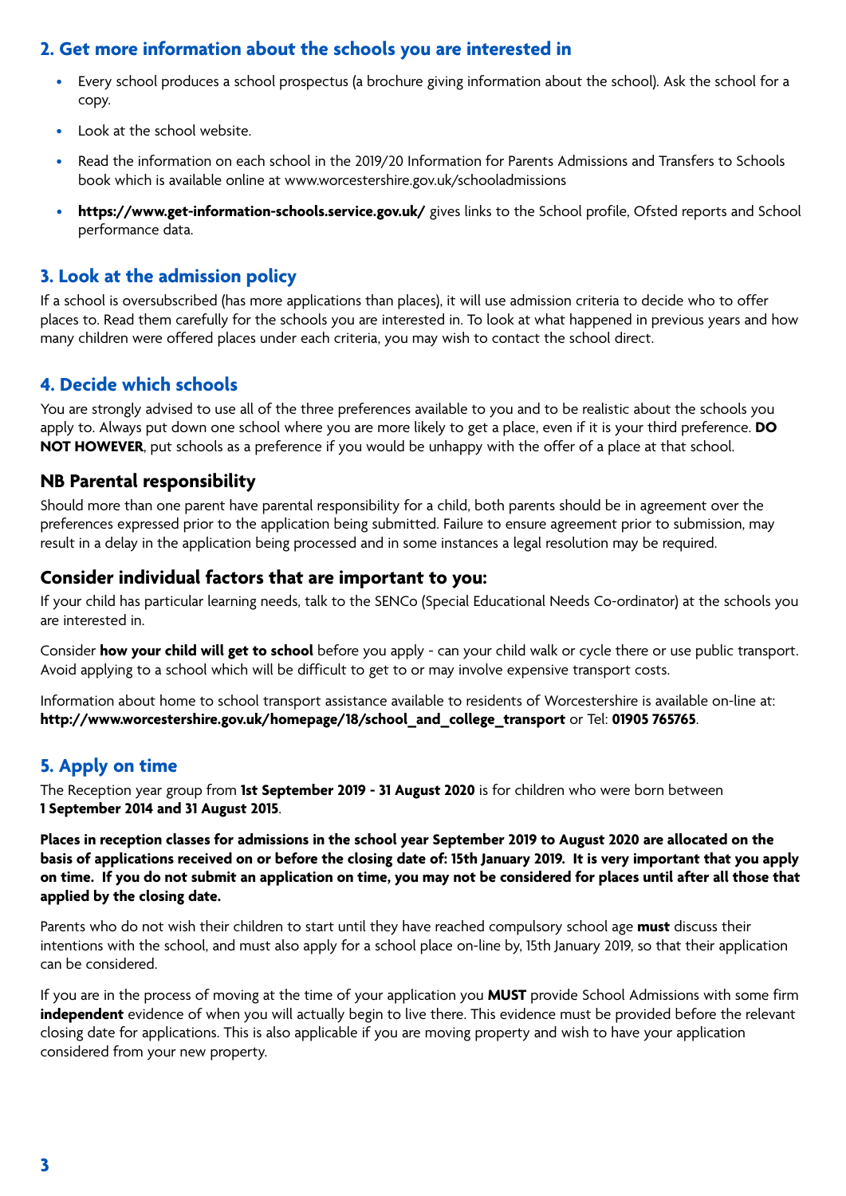## 2. Get more information about the schools you are interested in

- Every school produces a school prospectus (a brochure giving information about the school). Ask the school for a copy.
- Look at the school website.
- Read the information on each school in the 2019/20 Information for Parents Admissions and Transfers to Schools book which is available online at www.worcestershire.gov.uk/schooladmissions
- **https://www.get-information-schools.service.gov.uk/** gives links to the School profile, Ofsted reports and School performance data.

## 3. Look at the admission policy

If a school is oversubscribed (has more applications than places), it will use admission criteria to decide who to offer places to. Read them carefully for the schools you are interested in. To look at what happened in previous years and how many children were offered places under each criteria, you may wish to contact the school direct.

## 4. Decide which schools

You are strongly advised to use all of the three preferences available to you and to be realistic about the schools you apply to. Always put down one school where you are more likely to get a place, even if it is your third preference. **DO NOT HOWEVER**, put schools as a preference if you would be unhappy with the offer of a place at that school.

### NB Parental responsibility

Should more than one parent have parental responsibility for a child, both parents should be in agreement over the preferences expressed prior to the application being submitted. Failure to ensure agreement prior to submission, may result in a delay in the application being processed and in some instances a legal resolution may be required.

### Consider individual factors that are important to you:

If your child has particular learning needs, talk to the SENCo (Special Educational Needs Co-ordinator) at the schools you are interested in.

Consider **how your child will get to school** before you apply - can your child walk or cycle there or use public transport. Avoid applying to a school which will be difficult to get to or may involve expensive transport costs.

Information about home to school transport assistance available to residents of Worcestershire is available on-line at: **http://www.worcestershire.gov.uk/homepage/18/school_and_college_transport** or Tel: **01905 765765**.

## 5. Apply on time

The Reception year group from **1st September 2019 - 31 August 2020** is for children who were born between **1 September 2014 and 31 August 2015**.

**Places in reception classes for admissions in the school year September 2019 to August 2020 are allocated on the basis of applications received on or before the closing date of: 15th January 2019. It is very important that you apply on time. If you do not submit an application on time, you may not be considered for places until after all those that applied by the closing date.**

Parents who do not wish their children to start until they have reached compulsory school age **must** discuss their intentions with the school, and must also apply for a school place on-line by, 15th January 2019, so that their application can be considered.

If you are in the process of moving at the time of your application you **MUST** provide School Admissions with some firm **independent** evidence of when you will actually begin to live there. This evidence must be provided before the relevant closing date for applications. This is also applicable if you are moving property and wish to have your application considered from your new property.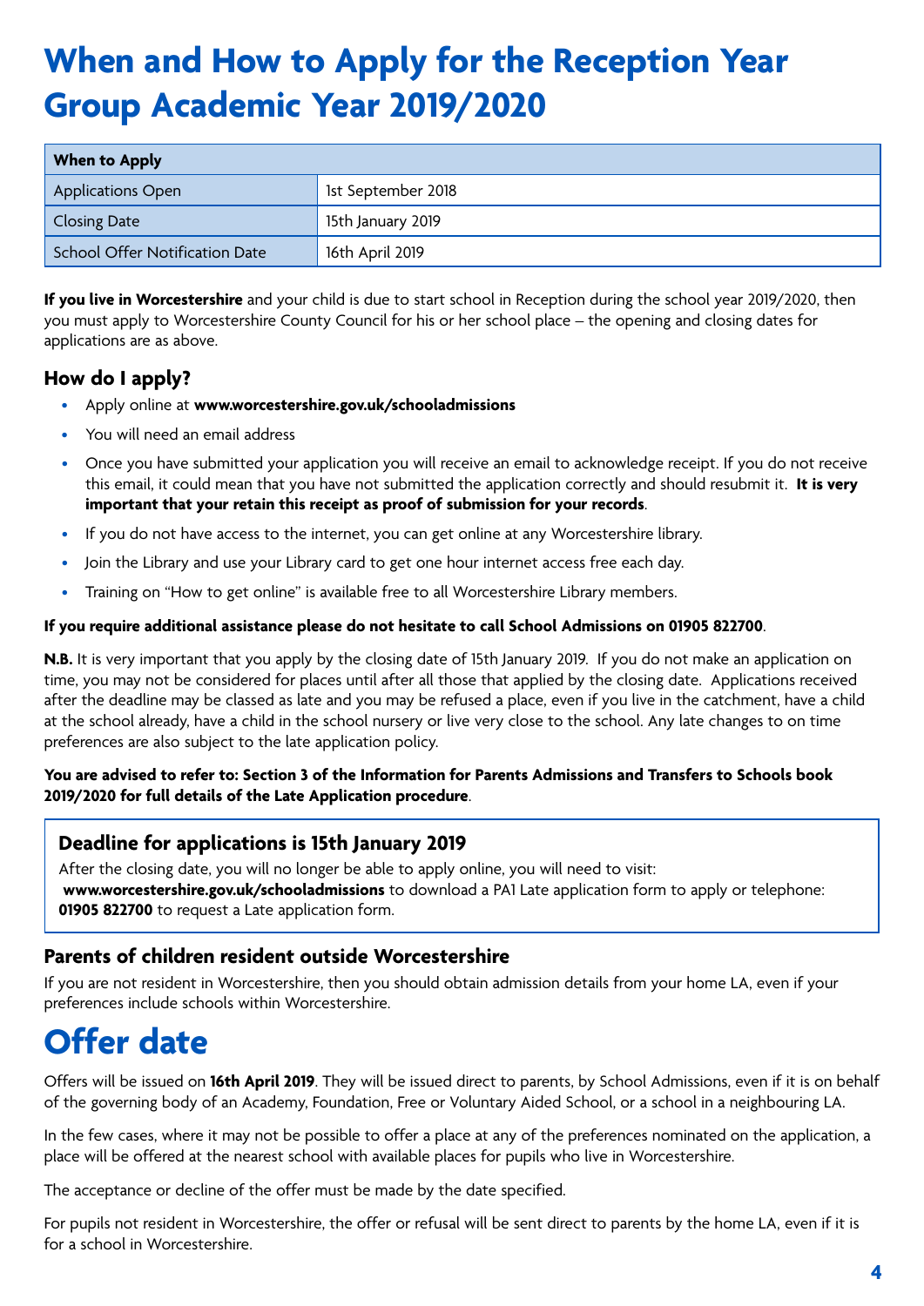# When and How to Apply for the Reception Year Group Academic Year 2019/2020

| When to Apply | |
|---|---|
| Applications Open | 1st September 2018 |
| Closing Date | 15th January 2019 |
| School Offer Notification Date | 16th April 2019 |

**If you live in Worcestershire** and your child is due to start school in Reception during the school year 2019/2020, then you must apply to Worcestershire County Council for his or her school place – the opening and closing dates for applications are as above.

## How do I apply?

- Apply online at **www.worcestershire.gov.uk/schooladmissions**
- You will need an email address
- Once you have submitted your application you will receive an email to acknowledge receipt. If you do not receive this email, it could mean that you have not submitted the application correctly and should resubmit it. **It is very important that your retain this receipt as proof of submission for your records**.
- If you do not have access to the internet, you can get online at any Worcestershire library.
- Join the Library and use your Library card to get one hour internet access free each day.
- Training on "How to get online" is available free to all Worcestershire Library members.

**If you require additional assistance please do not hesitate to call School Admissions on 01905 822700**.

**N.B.** It is very important that you apply by the closing date of 15th January 2019. If you do not make an application on time, you may not be considered for places until after all those that applied by the closing date. Applications received after the deadline may be classed as late and you may be refused a place, even if you live in the catchment, have a child at the school already, have a child in the school nursery or live very close to the school. Any late changes to on time preferences are also subject to the late application policy.

**You are advised to refer to: Section 3 of the Information for Parents Admissions and Transfers to Schools book 2019/2020 for full details of the Late Application procedure**.

### Deadline for applications is 15th January 2019

After the closing date, you will no longer be able to apply online, you will need to visit: **www.worcestershire.gov.uk/schooladmissions** to download a PA1 Late application form to apply or telephone: **01905 822700** to request a Late application form.

## Parents of children resident outside Worcestershire

If you are not resident in Worcestershire, then you should obtain admission details from your home LA, even if your preferences include schools within Worcestershire.

# Offer date

Offers will be issued on **16th April 2019**. They will be issued direct to parents, by School Admissions, even if it is on behalf of the governing body of an Academy, Foundation, Free or Voluntary Aided School, or a school in a neighbouring LA.

In the few cases, where it may not be possible to offer a place at any of the preferences nominated on the application, a place will be offered at the nearest school with available places for pupils who live in Worcestershire.

The acceptance or decline of the offer must be made by the date specified.

For pupils not resident in Worcestershire, the offer or refusal will be sent direct to parents by the home LA, even if it is for a school in Worcestershire.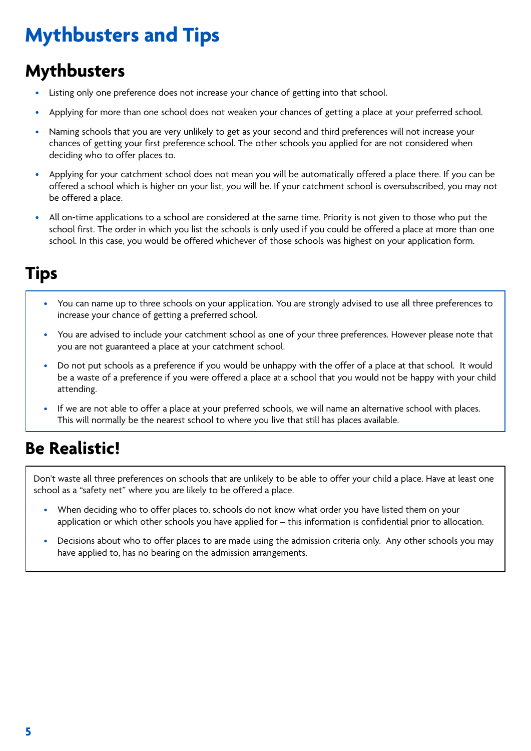# Mythbusters and Tips

## Mythbusters

- Listing only one preference does not increase your chance of getting into that school.
- Applying for more than one school does not weaken your chances of getting a place at your preferred school.
- Naming schools that you are very unlikely to get as your second and third preferences will not increase your chances of getting your first preference school. The other schools you applied for are not considered when deciding who to offer places to.
- Applying for your catchment school does not mean you will be automatically offered a place there. If you can be offered a school which is higher on your list, you will be. If your catchment school is oversubscribed, you may not be offered a place.
- All on-time applications to a school are considered at the same time. Priority is not given to those who put the school first. The order in which you list the schools is only used if you could be offered a place at more than one school. In this case, you would be offered whichever of those schools was highest on your application form.

## Tips

- You can name up to three schools on your application. You are strongly advised to use all three preferences to increase your chance of getting a preferred school.
- You are advised to include your catchment school as one of your three preferences. However please note that you are not guaranteed a place at your catchment school.
- Do not put schools as a preference if you would be unhappy with the offer of a place at that school. It would be a waste of a preference if you were offered a place at a school that you would not be happy with your child attending.
- If we are not able to offer a place at your preferred schools, we will name an alternative school with places. This will normally be the nearest school to where you live that still has places available.

## Be Realistic!

Don't waste all three preferences on schools that are unlikely to be able to offer your child a place. Have at least one school as a "safety net" where you are likely to be offered a place.

- When deciding who to offer places to, schools do not know what order you have listed them on your application or which other schools you have applied for – this information is confidential prior to allocation.
- Decisions about who to offer places to are made using the admission criteria only. Any other schools you may have applied to, has no bearing on the admission arrangements.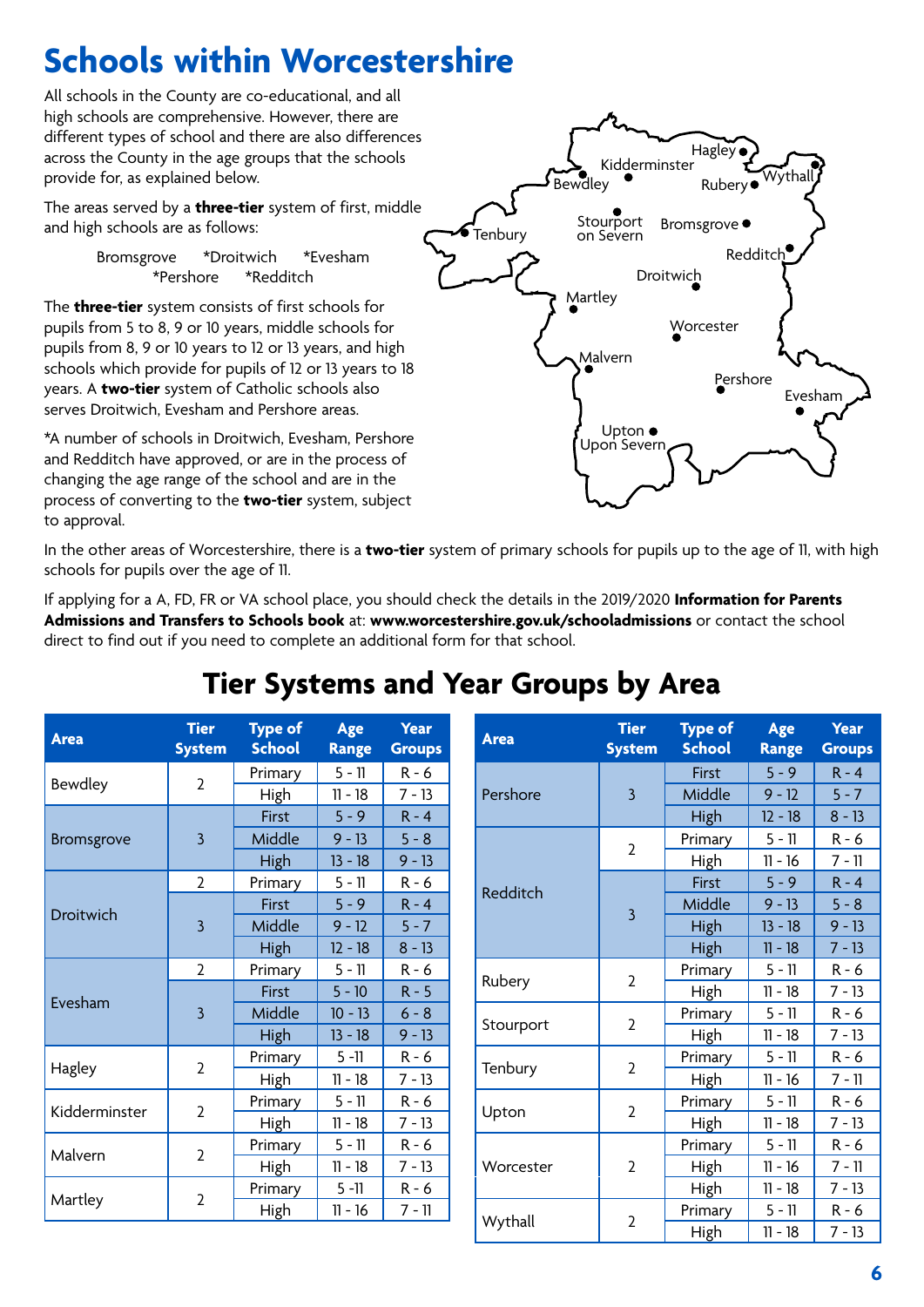# Schools within Worcestershire

All schools in the County are co-educational, and all high schools are comprehensive. However, there are different types of school and there are also differences across the County in the age groups that the schools provide for, as explained below.

The areas served by a **three-tier** system of first, middle and high schools are as follows:

Bromsgrove *Droitwich *Evesham
*Pershore *Redditch

The **three-tier** system consists of first schools for pupils from 5 to 8, 9 or 10 years, middle schools for pupils from 8, 9 or 10 years to 12 or 13 years, and high schools which provide for pupils of 12 or 13 years to 18 years. A **two-tier** system of Catholic schools also serves Droitwich, Evesham and Pershore areas.

*A number of schools in Droitwich, Evesham, Pershore and Redditch have approved, or are in the process of changing the age range of the school and are in the process of converting to the **two-tier** system, subject to approval.

In the other areas of Worcestershire, there is a **two-tier** system of primary schools for pupils up to the age of 11, with high schools for pupils over the age of 11.

If applying for a A, FD, FR or VA school place, you should check the details in the 2019/2020 **Information for Parents Admissions and Transfers to Schools book** at: **www.worcestershire.gov.uk/schooladmissions** or contact the school direct to find out if you need to complete an additional form for that school.

## Tier Systems and Year Groups by Area

| Area | Tier System | Type of School | Age Range | Year Groups |
|---|---|---|---|---|
| Bewdley | 2 | Primary | 5 - 11 | R - 6 |
| | | High | 11 - 18 | 7 - 13 |
| Bromsgrove | 3 | First | 5 - 9 | R - 4 |
| | | Middle | 9 - 13 | 5 - 8 |
| | | High | 13 - 18 | 9 - 13 |
| Droitwich | 2 | Primary | 5 - 11 | R - 6 |
| | 3 | First | 5 - 9 | R - 4 |
| | | Middle | 9 - 12 | 5 - 7 |
| | | High | 12 - 18 | 8 - 13 |
| Evesham | 2 | Primary | 5 - 11 | R - 6 |
| | 3 | First | 5 - 10 | R - 5 |
| | | Middle | 10 - 13 | 6 - 8 |
| | | High | 13 - 18 | 9 - 13 |
| Hagley | 2 | Primary | 5 -11 | R - 6 |
| | | High | 11 - 18 | 7 - 13 |
| Kidderminster | 2 | Primary | 5 - 11 | R - 6 |
| | | High | 11 - 18 | 7 - 13 |
| Malvern | 2 | Primary | 5 - 11 | R - 6 |
| | | High | 11 - 18 | 7 - 13 |
| Martley | 2 | Primary | 5 -11 | R - 6 |
| | | High | 11 - 16 | 7 - 11 |

| Area | Tier System | Type of School | Age Range | Year Groups |
|---|---|---|---|---|
| Pershore | 3 | First | 5 - 9 | R - 4 |
| | | Middle | 9 - 12 | 5 - 7 |
| | | High | 12 - 18 | 8 - 13 |
| Redditch | 2 | Primary | 5 - 11 | R - 6 |
| | | High | 11 - 16 | 7 - 11 |
| | 3 | First | 5 - 9 | R - 4 |
| | | Middle | 9 - 13 | 5 - 8 |
| | | High | 13 - 18 | 9 - 13 |
| | | High | 11 - 18 | 7 - 13 |
| Rubery | 2 | Primary | 5 - 11 | R - 6 |
| | | High | 11 - 18 | 7 - 13 |
| Stourport | 2 | Primary | 5 - 11 | R - 6 |
| | | High | 11 - 18 | 7 - 13 |
| Tenbury | 2 | Primary | 5 - 11 | R - 6 |
| | | High | 11 - 16 | 7 - 11 |
| Upton | 2 | Primary | 5 - 11 | R - 6 |
| | | High | 11 - 18 | 7 - 13 |
| Worcester | 2 | Primary | 5 - 11 | R - 6 |
| | | High | 11 - 16 | 7 - 11 |
| | | High | 11 - 18 | 7 - 13 |
| Wythall | 2 | Primary | 5 - 11 | R - 6 |
| | | High | 11 - 18 | 7 - 13 |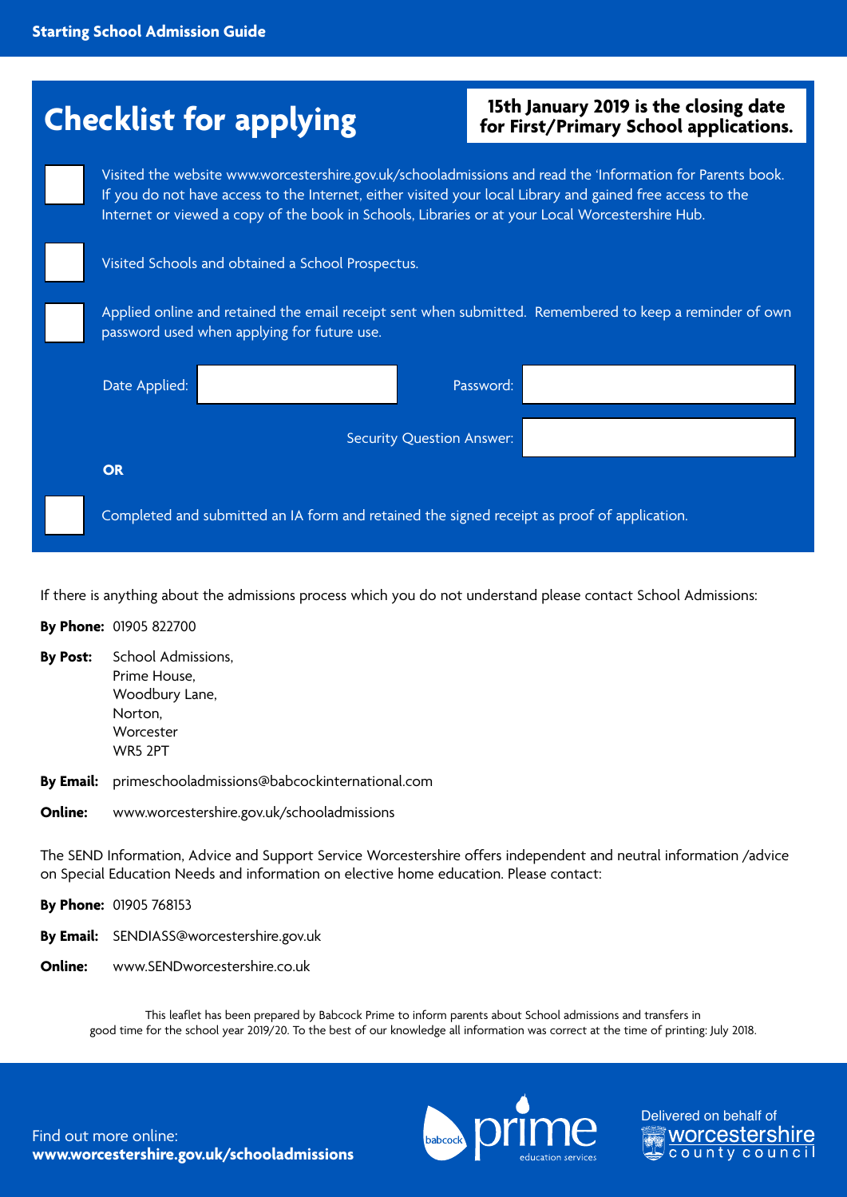# Checklist for applying

**15th January 2019 is the closing date for First/Primary School applications.**

- [ ] Visited the website www.worcestershire.gov.uk/schooladmissions and read the 'Information for Parents book. If you do not have access to the Internet, either visited your local Library and gained free access to the Internet or viewed a copy of the book in Schools, Libraries or at your Local Worcestershire Hub.

- [ ] Visited Schools and obtained a School Prospectus.

- [ ] Applied online and retained the email receipt sent when submitted. Remembered to keep a reminder of own password used when applying for future use.

Date Applied: ____________ Password: ____________

Security Question Answer: ____________

**OR**

- [ ] Completed and submitted an IA form and retained the signed receipt as proof of application.

If there is anything about the admissions process which you do not understand please contact School Admissions:

**By Phone:** 01905 822700

**By Post:** School Admissions,
Prime House,
Woodbury Lane,
Norton,
Worcester
WR5 2PT

**By Email:** primeschooladmissions@babcockinternational.com

**Online:** www.worcestershire.gov.uk/schooladmissions

The SEND Information, Advice and Support Service Worcestershire offers independent and neutral information /advice on Special Education Needs and information on elective home education. Please contact:

**By Phone:** 01905 768153

**By Email:** SENDIASS@worcestershire.gov.uk

**Online:** www.SENDworcestershire.co.uk

This leaflet has been prepared by Babcock Prime to inform parents about School admissions and transfers in good time for the school year 2019/20. To the best of our knowledge all information was correct at the time of printing: July 2018.

Find out more online:
**www.worcestershire.gov.uk/schooladmissions**

babcock prime education services

Delivered on behalf of worcestershire county council